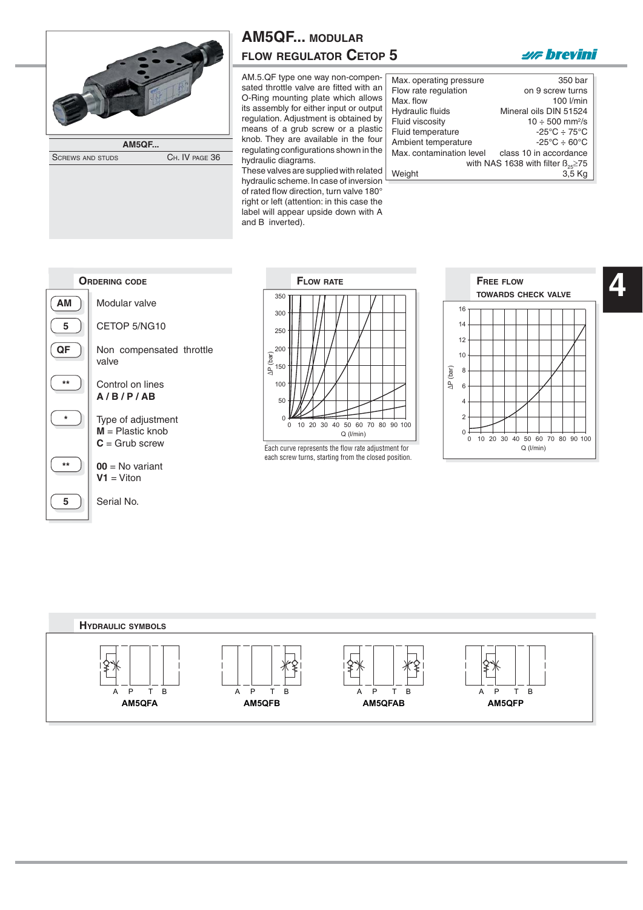# AM5QF... MODULAR FLOW REGULATOR CETOP 5

AM5QF...

| SCREWS AND STUDS | CH. IV PAGE 36 |
|---|---|

AM.5.QF type one way non-compensated throttle valve are fitted with an O-Ring mounting plate which allows its assembly for either input or output regulation. Adjustment is obtained by means of a grub screw or a plastic knob. They are available in the four regulating configurations shown in the hydraulic diagrams.
These valves are supplied with related hydraulic scheme. In case of inversion of rated flow direction, turn valve 180° right or left (attention: in this case the label will appear upside down with A and B inverted).

| | |
|---|---|
| Max. operating pressure | 350 bar |
| Flow rate regulation | on 9 screw turns |
| Max. flow | 100 l/min |
| Hydraulic fluids | Mineral oils DIN 51524 |
| Fluid viscosity | 10 ÷ 500 mm²/s |
| Fluid temperature | -25°C ÷ 75°C |
| Ambient temperature | -25°C ÷ 60°C |
| Max. contamination level | class 10 in accordance with NAS 1638 with filter $\beta_{25}\geq75$ |
| Weight | 3,5 Kg |

## ORDERING CODE

| Code | Description |
|---|---|
| AM | Modular valve |
| 5 | CETOP 5/NG10 |
| QF | Non compensated throttle valve |
| ** | Control on lines **A / B / P / AB** |
| * | Type of adjustment<br>**M** = Plastic knob<br>**C** = Grub screw |
| ** | **00** = No variant<br>**V1** = Viton |
| 5 | Serial No. |

## FLOW RATE

ΔP (bar) vs Q (l/min)

Each curve represents the flow rate adjustment for each screw turns, starting from the closed position.

## FREE FLOW TOWARDS CHECK VALVE

ΔP (bar) vs Q (l/min)

## HYDRAULIC SYMBOLS

A P T B — **AM5QFA**

A P T B — **AM5QFB**

A P T B — **AM5QFAB**

A P T B — **AM5QFP**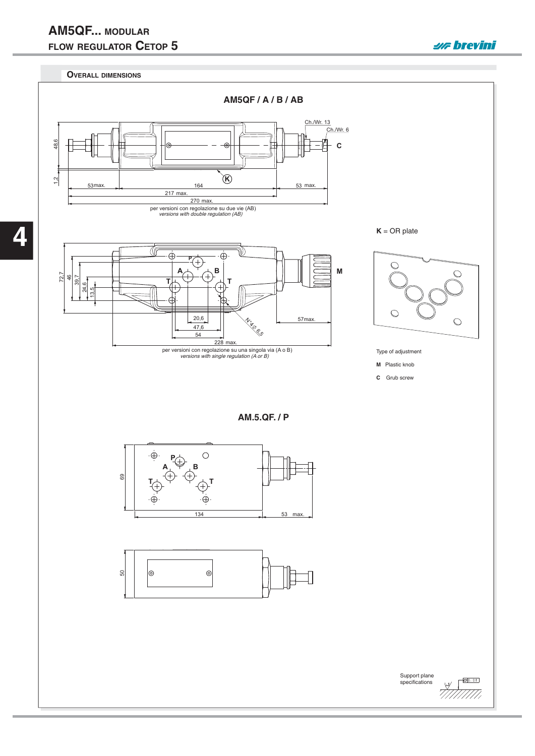# AM5QF... MODULAR FLOW REGULATOR CETOP 5

## OVERALL DIMENSIONS

### AM5QF / A / B / AB

Ch./Wr. 13
Ch./Wr. 6
C
48,6
1,2
K
53max.
164
53 max.
217 max.
270 max.

per versioni con regolazione su due vie (AB)
*versions with double regulation (AB)*

**K** = OR plate

72,7
46
39,7
24,6
13,5
P
A
B
T
T
M
20,6
47,6
54
N°4 Ø 6,5
57max.
228 max.

per versioni con regolazione su una singola via (A o B)
*versions with single regulation (A or B)*

Type of adjustment

**M** Plastic knob

**C** Grub screw

### AM.5.QF. / P

69
P
A
B
T
T
134
53 max.

50

Support plane specifications